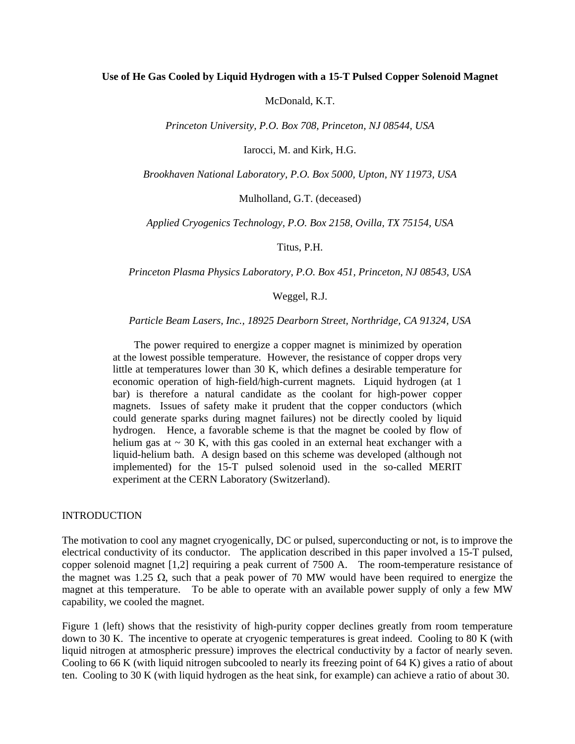# Use of He Gas Cooled by Liquid Hydrogen with a 15-T Pulsed Copper Solenoid Magnet

McDonald, K.T.

*Princeton University, P.O. Box 708, Princeton, NJ 08544, USA*

Iarocci, M. and Kirk, H.G.

*Brookhaven National Laboratory, P.O. Box 5000, Upton, NY 11973, USA*

Mulholland, G.T. (deceased)

*Applied Cryogenics Technology, P.O. Box 2158, Ovilla, TX 75154, USA*

Titus, P.H.

*Princeton Plasma Physics Laboratory, P.O. Box 451, Princeton, NJ 08543, USA*

Weggel, R.J.

*Particle Beam Lasers, Inc., 18925 Dearborn Street, Northridge, CA 91324, USA*

The power required to energize a copper magnet is minimized by operation at the lowest possible temperature. However, the resistance of copper drops very little at temperatures lower than 30 K, which defines a desirable temperature for economic operation of high-field/high-current magnets. Liquid hydrogen (at 1 bar) is therefore a natural candidate as the coolant for high-power copper magnets. Issues of safety make it prudent that the copper conductors (which could generate sparks during magnet failures) not be directly cooled by liquid hydrogen. Hence, a favorable scheme is that the magnet be cooled by flow of helium gas at ~ 30 K, with this gas cooled in an external heat exchanger with a liquid-helium bath. A design based on this scheme was developed (although not implemented) for the 15-T pulsed solenoid used in the so-called MERIT experiment at the CERN Laboratory (Switzerland).

## INTRODUCTION

The motivation to cool any magnet cryogenically, DC or pulsed, superconducting or not, is to improve the electrical conductivity of its conductor. The application described in this paper involved a 15-T pulsed, copper solenoid magnet [1,2] requiring a peak current of 7500 A. The room-temperature resistance of the magnet was 1.25 Ω, such that a peak power of 70 MW would have been required to energize the magnet at this temperature. To be able to operate with an available power supply of only a few MW capability, we cooled the magnet.

Figure 1 (left) shows that the resistivity of high-purity copper declines greatly from room temperature down to 30 K. The incentive to operate at cryogenic temperatures is great indeed. Cooling to 80 K (with liquid nitrogen at atmospheric pressure) improves the electrical conductivity by a factor of nearly seven. Cooling to 66 K (with liquid nitrogen subcooled to nearly its freezing point of 64 K) gives a ratio of about ten. Cooling to 30 K (with liquid hydrogen as the heat sink, for example) can achieve a ratio of about 30.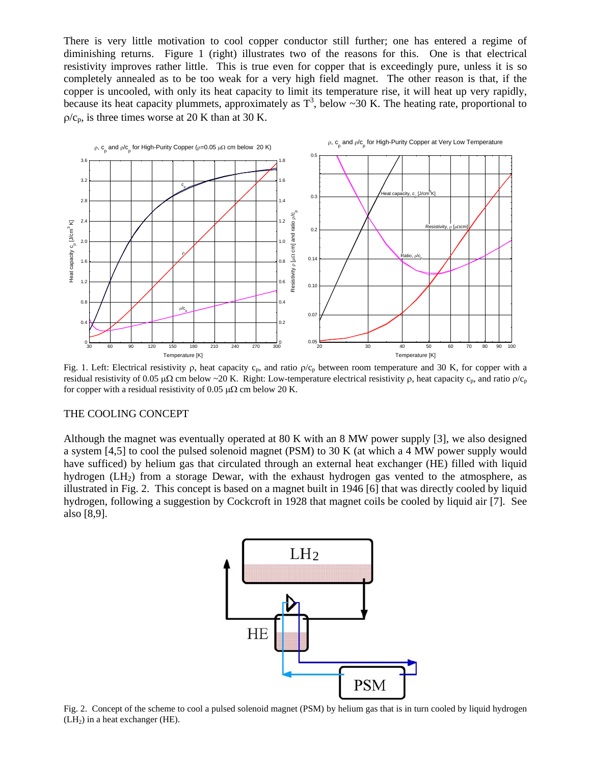There is very little motivation to cool copper conductor still further; one has entered a regime of diminishing returns. Figure 1 (right) illustrates two of the reasons for this. One is that electrical resistivity improves rather little. This is true even for copper that is exceedingly pure, unless it is so completely annealed as to be too weak for a very high field magnet. The other reason is that, if the copper is uncooled, with only its heat capacity to limit its temperature rise, it will heat up very rapidly, because its heat capacity plummets, approximately as $T^3$, below ~30 K. The heating rate, proportional to $\rho/c_p$, is three times worse at 20 K than at 30 K.

Fig. 1. Left: Electrical resistivity $\rho$, heat capacity $c_p$, and ratio $\rho/c_p$ between room temperature and 30 K, for copper with a residual resistivity of 0.05 μΩ cm below ~20 K. Right: Low-temperature electrical resistivity $\rho$, heat capacity $c_p$, and ratio $\rho/c_p$ for copper with a residual resistivity of 0.05 μΩ cm below 20 K.

## THE COOLING CONCEPT

Although the magnet was eventually operated at 80 K with an 8 MW power supply [3], we also designed a system [4,5] to cool the pulsed solenoid magnet (PSM) to 30 K (at which a 4 MW power supply would have sufficed) by helium gas that circulated through an external heat exchanger (HE) filled with liquid hydrogen ($LH_2$) from a storage Dewar, with the exhaust hydrogen gas vented to the atmosphere, as illustrated in Fig. 2. This concept is based on a magnet built in 1946 [6] that was directly cooled by liquid hydrogen, following a suggestion by Cockcroft in 1928 that magnet coils be cooled by liquid air [7]. See also [8,9].

Fig. 2. Concept of the scheme to cool a pulsed solenoid magnet (PSM) by helium gas that is in turn cooled by liquid hydrogen ($LH_2$) in a heat exchanger (HE).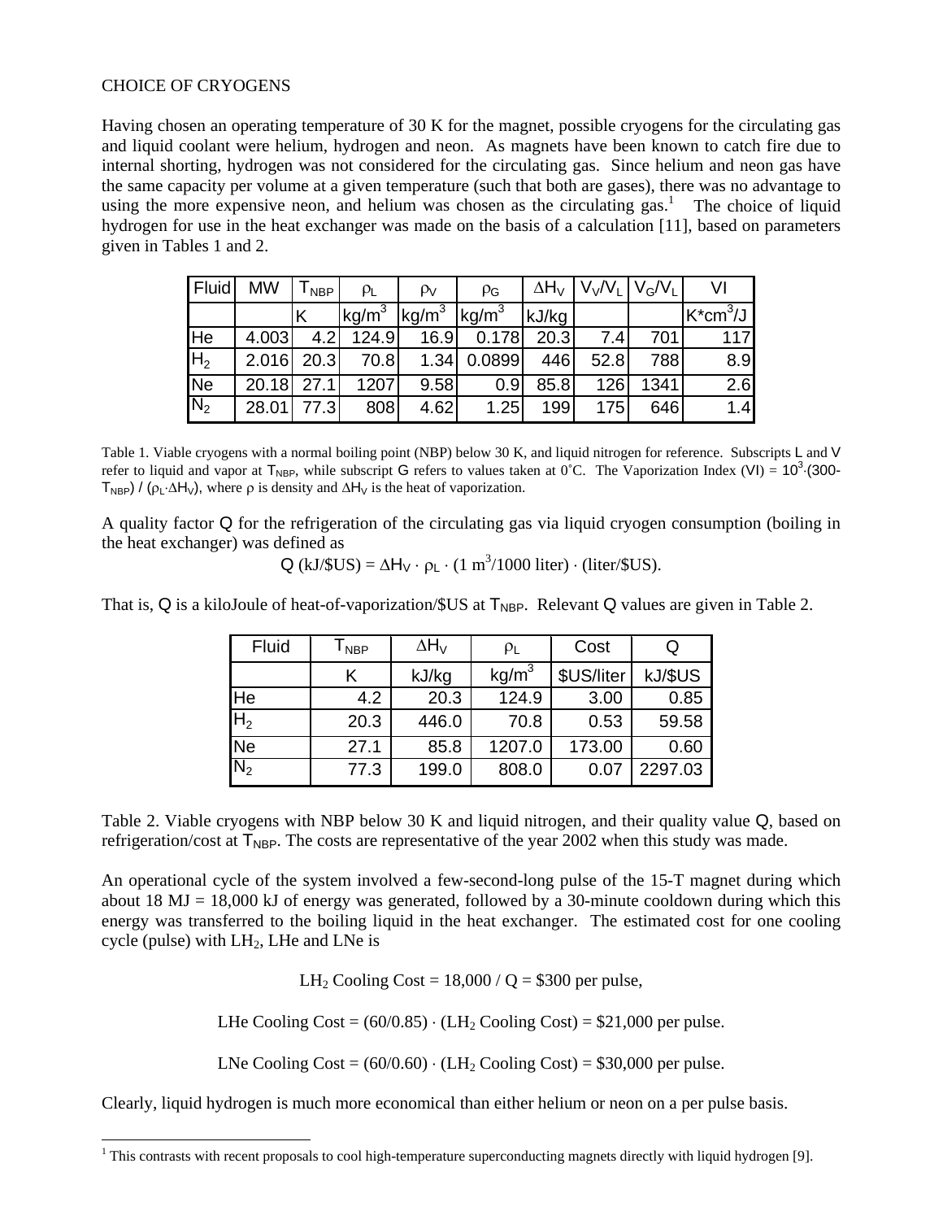CHOICE OF CRYOGENS

Having chosen an operating temperature of 30 K for the magnet, possible cryogens for the circulating gas and liquid coolant were helium, hydrogen and neon. As magnets have been known to catch fire due to internal shorting, hydrogen was not considered for the circulating gas. Since helium and neon gas have the same capacity per volume at a given temperature (such that both are gases), there was no advantage to using the more expensive neon, and helium was chosen as the circulating gas.[1] The choice of liquid hydrogen for use in the heat exchanger was made on the basis of a calculation [11], based on parameters given in Tables 1 and 2.

| Fluid | MW | $T_{NBP}$ | $\rho_L$ | $\rho_V$ | $\rho_G$ | $\Delta H_V$ | $V_V/V_L$ | $V_G/V_L$ | VI |
|---|---|---|---|---|---|---|---|---|---|
| | | K | $kg/m^3$ | $kg/m^3$ | $kg/m^3$ | kJ/kg | | | $K{*}cm^3/J$ |
| He | 4.003 | 4.2 | 124.9 | 16.9 | 0.178 | 20.3 | 7.4 | 701 | 117 |
| $H_2$ | 2.016 | 20.3 | 70.8 | 1.34 | 0.0899 | 446 | 52.8 | 788 | 8.9 |
| Ne | 20.18 | 27.1 | 1207 | 9.58 | 0.9 | 85.8 | 126 | 1341 | 2.6 |
| $N_2$ | 28.01 | 77.3 | 808 | 4.62 | 1.25 | 199 | 175 | 646 | 1.4 |

Table 1. Viable cryogens with a normal boiling point (NBP) below 30 K, and liquid nitrogen for reference. Subscripts L and V refer to liquid and vapor at $T_{NBP}$, while subscript G refers to values taken at 0˚C. The Vaporization Index (VI) = $10^3 \cdot (300-T_{NBP}) / (\rho_L \cdot \Delta H_V)$, where $\rho$ is density and $\Delta H_V$ is the heat of vaporization.

A quality factor Q for the refrigeration of the circulating gas via liquid cryogen consumption (boiling in the heat exchanger) was defined as

$$Q\ (\text{kJ/\$US}) = \Delta H_V \cdot \rho_L \cdot (1\ \text{m}^3/1000\ \text{liter}) \cdot (\text{liter/\$US}).$$

That is, Q is a kiloJoule of heat-of-vaporization/$US at $T_{NBP}$. Relevant Q values are given in Table 2.

| Fluid | $T_{NBP}$ | $\Delta H_V$ | $\rho_L$ | Cost | Q |
|---|---|---|---|---|---|
| | K | kJ/kg | $kg/m^3$ | $US/liter | kJ/$US |
| He | 4.2 | 20.3 | 124.9 | 3.00 | 0.85 |
| $H_2$ | 20.3 | 446.0 | 70.8 | 0.53 | 59.58 |
| Ne | 27.1 | 85.8 | 1207.0 | 173.00 | 0.60 |
| $N_2$ | 77.3 | 199.0 | 808.0 | 0.07 | 2297.03 |

Table 2. Viable cryogens with NBP below 30 K and liquid nitrogen, and their quality value Q, based on refrigeration/cost at $T_{NBP}$. The costs are representative of the year 2002 when this study was made.

An operational cycle of the system involved a few-second-long pulse of the 15-T magnet during which about 18 MJ = 18,000 kJ of energy was generated, followed by a 30-minute cooldown during which this energy was transferred to the boiling liquid in the heat exchanger. The estimated cost for one cooling cycle (pulse) with $LH_2$, LHe and LNe is

$$LH_2 \text{ Cooling Cost} = 18{,}000 / Q = \$300 \text{ per pulse},$$

$$\text{LHe Cooling Cost} = (60/0.85) \cdot (LH_2 \text{ Cooling Cost}) = \$21{,}000 \text{ per pulse}.$$

$$\text{LNe Cooling Cost} = (60/0.60) \cdot (LH_2 \text{ Cooling Cost}) = \$30{,}000 \text{ per pulse}.$$

Clearly, liquid hydrogen is much more economical than either helium or neon on a per pulse basis.

[1] This contrasts with recent proposals to cool high-temperature superconducting magnets directly with liquid hydrogen [9].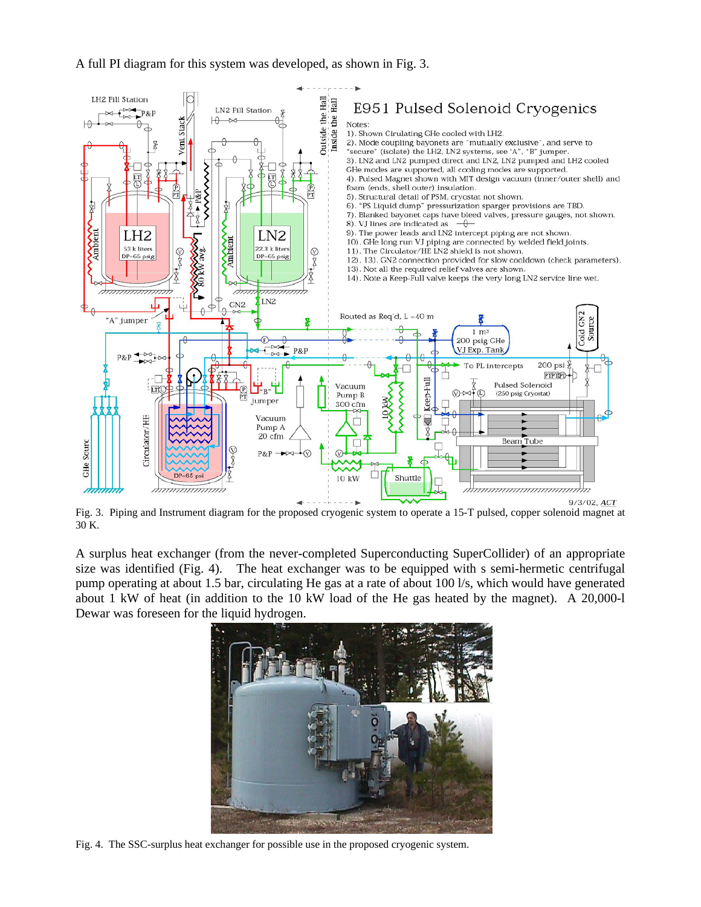A full PI diagram for this system was developed, as shown in Fig. 3.

Fig. 3. Piping and Instrument diagram for the proposed cryogenic system to operate a 15-T pulsed, copper solenoid magnet at 30 K.

A surplus heat exchanger (from the never-completed Superconducting SuperCollider) of an appropriate size was identified (Fig. 4). The heat exchanger was to be equipped with s semi-hermetic centrifugal pump operating at about 1.5 bar, circulating He gas at a rate of about 100 l/s, which would have generated about 1 kW of heat (in addition to the 10 kW load of the He gas heated by the magnet). A 20,000-l Dewar was foreseen for the liquid hydrogen.

Fig. 4. The SSC-surplus heat exchanger for possible use in the proposed cryogenic system.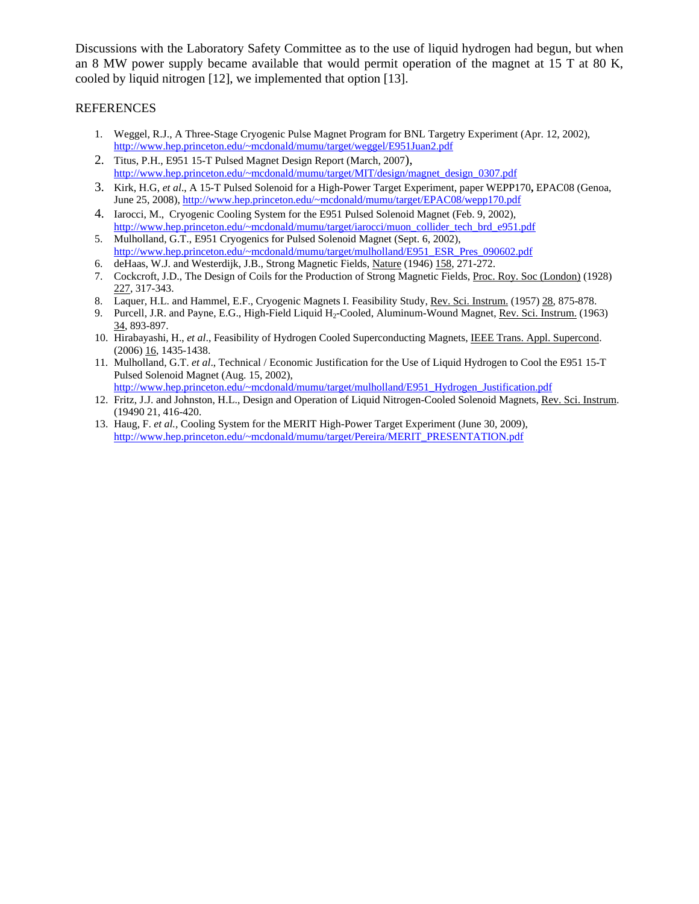Discussions with the Laboratory Safety Committee as to the use of liquid hydrogen had begun, but when an 8 MW power supply became available that would permit operation of the magnet at 15 T at 80 K, cooled by liquid nitrogen [12], we implemented that option [13].

REFERENCES

1. Weggel, R.J., A Three-Stage Cryogenic Pulse Magnet Program for BNL Targetry Experiment (Apr. 12, 2002), http://www.hep.princeton.edu/~mcdonald/mumu/target/weggel/E951Juan2.pdf
2. Titus, P.H., E951 15-T Pulsed Magnet Design Report (March, 2007), http://www.hep.princeton.edu/~mcdonald/mumu/target/MIT/design/magnet_design_0307.pdf
3. Kirk, H.G, *et al*., A 15-T Pulsed Solenoid for a High-Power Target Experiment, paper WEPP170**,** EPAC08 (Genoa, June 25, 2008), http://www.hep.princeton.edu/~mcdonald/mumu/target/EPAC08/wepp170.pdf
4. Iarocci, M., Cryogenic Cooling System for the E951 Pulsed Solenoid Magnet (Feb. 9, 2002), http://www.hep.princeton.edu/~mcdonald/mumu/target/iarocci/muon_collider_tech_brd_e951.pdf
5. Mulholland, G.T., E951 Cryogenics for Pulsed Solenoid Magnet (Sept. 6, 2002), http://www.hep.princeton.edu/~mcdonald/mumu/target/mulholland/E951_ESR_Pres_090602.pdf
6. deHaas, W.J. and Westerdijk, J.B., Strong Magnetic Fields, Nature (1946) 158, 271-272.
7. Cockcroft, J.D., The Design of Coils for the Production of Strong Magnetic Fields, Proc. Roy. Soc (London) (1928) 227, 317-343.
8. Laquer, H.L. and Hammel, E.F., Cryogenic Magnets I. Feasibility Study, Rev. Sci. Instrum. (1957) 28, 875-878.
9. Purcell, J.R. and Payne, E.G., High-Field Liquid $H_2$-Cooled, Aluminum-Wound Magnet, Rev. Sci. Instrum. (1963) 34, 893-897.
10. Hirabayashi, H., *et al*., Feasibility of Hydrogen Cooled Superconducting Magnets, IEEE Trans. Appl. Supercond. (2006) 16, 1435-1438.
11. Mulholland, G.T. *et al*., Technical / Economic Justification for the Use of Liquid Hydrogen to Cool the E951 15-T Pulsed Solenoid Magnet (Aug. 15, 2002), http://www.hep.princeton.edu/~mcdonald/mumu/target/mulholland/E951_Hydrogen_Justification.pdf
12. Fritz, J.J. and Johnston, H.L., Design and Operation of Liquid Nitrogen-Cooled Solenoid Magnets, Rev. Sci. Instrum. (19490 21, 416-420.
13. Haug, F. *et al.*, Cooling System for the MERIT High-Power Target Experiment (June 30, 2009), http://www.hep.princeton.edu/~mcdonald/mumu/target/Pereira/MERIT_PRESENTATION.pdf